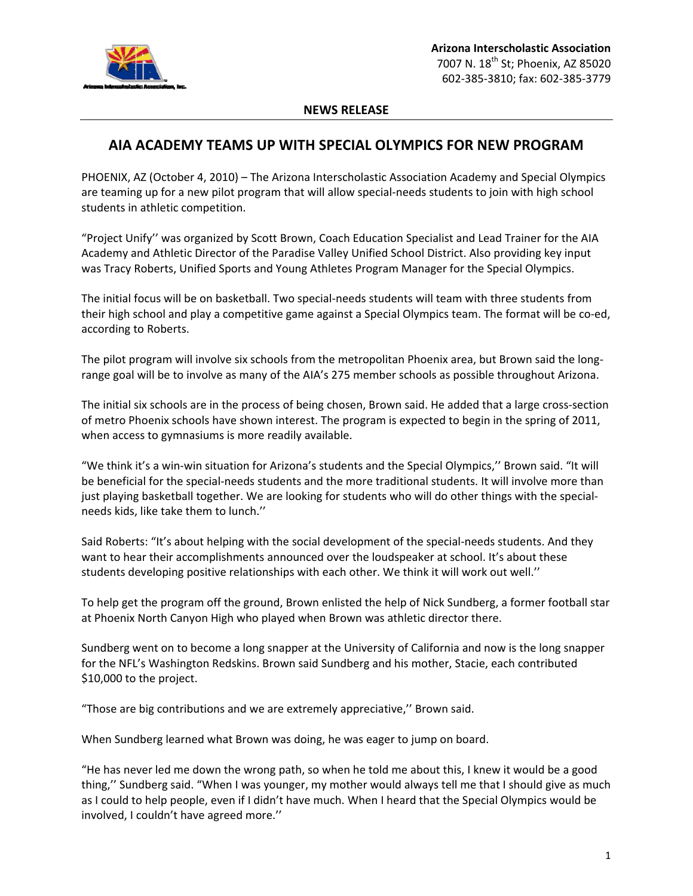**Arizona Interscholastic Association**
7007 N. 18th St; Phoenix, AZ 85020
602-385-3810; fax: 602-385-3779

**NEWS RELEASE**

# AIA ACADEMY TEAMS UP WITH SPECIAL OLYMPICS FOR NEW PROGRAM

PHOENIX, AZ (October 4, 2010) – The Arizona Interscholastic Association Academy and Special Olympics are teaming up for a new pilot program that will allow special-needs students to join with high school students in athletic competition.

"Project Unify'' was organized by Scott Brown, Coach Education Specialist and Lead Trainer for the AIA Academy and Athletic Director of the Paradise Valley Unified School District. Also providing key input was Tracy Roberts, Unified Sports and Young Athletes Program Manager for the Special Olympics.

The initial focus will be on basketball. Two special-needs students will team with three students from their high school and play a competitive game against a Special Olympics team. The format will be co-ed, according to Roberts.

The pilot program will involve six schools from the metropolitan Phoenix area, but Brown said the long-range goal will be to involve as many of the AIA's 275 member schools as possible throughout Arizona.

The initial six schools are in the process of being chosen, Brown said. He added that a large cross-section of metro Phoenix schools have shown interest. The program is expected to begin in the spring of 2011, when access to gymnasiums is more readily available.

"We think it's a win-win situation for Arizona's students and the Special Olympics,'' Brown said. "It will be beneficial for the special-needs students and the more traditional students. It will involve more than just playing basketball together. We are looking for students who will do other things with the special-needs kids, like take them to lunch.''

Said Roberts: "It's about helping with the social development of the special-needs students. And they want to hear their accomplishments announced over the loudspeaker at school. It's about these students developing positive relationships with each other. We think it will work out well.''

To help get the program off the ground, Brown enlisted the help of Nick Sundberg, a former football star at Phoenix North Canyon High who played when Brown was athletic director there.

Sundberg went on to become a long snapper at the University of California and now is the long snapper for the NFL's Washington Redskins. Brown said Sundberg and his mother, Stacie, each contributed $10,000 to the project.

"Those are big contributions and we are extremely appreciative,'' Brown said.

When Sundberg learned what Brown was doing, he was eager to jump on board.

"He has never led me down the wrong path, so when he told me about this, I knew it would be a good thing,'' Sundberg said. "When I was younger, my mother would always tell me that I should give as much as I could to help people, even if I didn't have much. When I heard that the Special Olympics would be involved, I couldn't have agreed more.''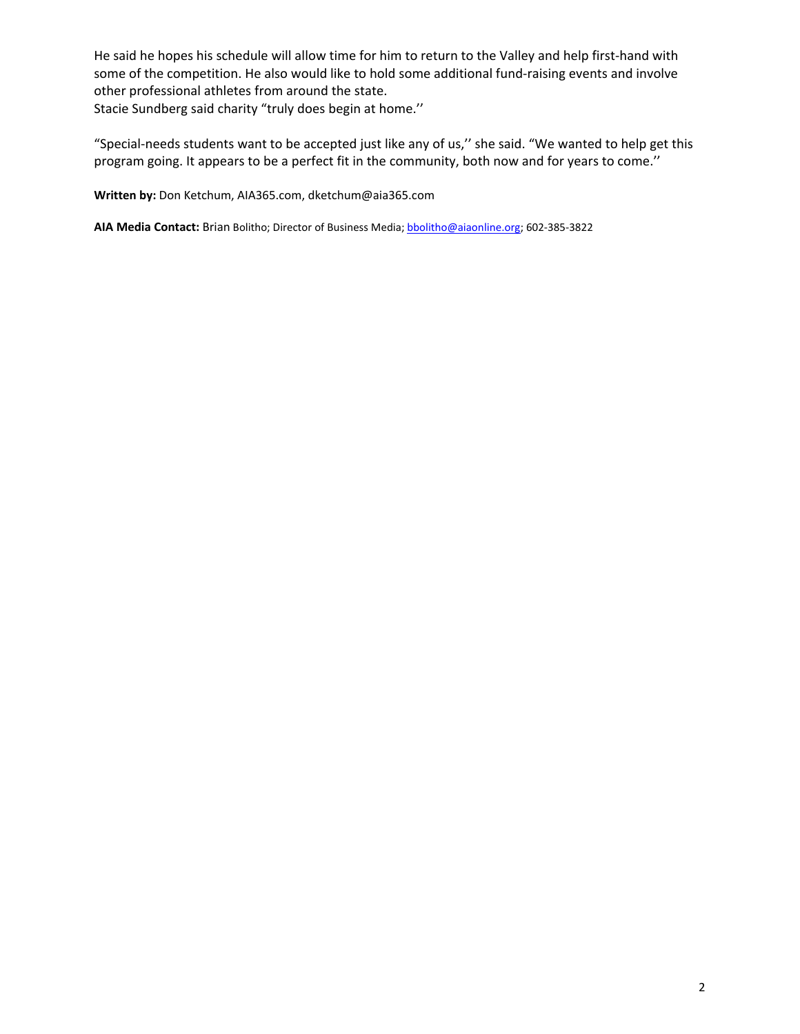He said he hopes his schedule will allow time for him to return to the Valley and help first-hand with some of the competition. He also would like to hold some additional fund-raising events and involve other professional athletes from around the state.
Stacie Sundberg said charity "truly does begin at home.''

"Special-needs students want to be accepted just like any of us,'' she said. "We wanted to help get this program going. It appears to be a perfect fit in the community, both now and for years to come.''

**Written by:** Don Ketchum, AIA365.com, dketchum@aia365.com

**AIA Media Contact:** Brian Bolitho; Director of Business Media; bbolitho@aiaonline.org; 602-385-3822